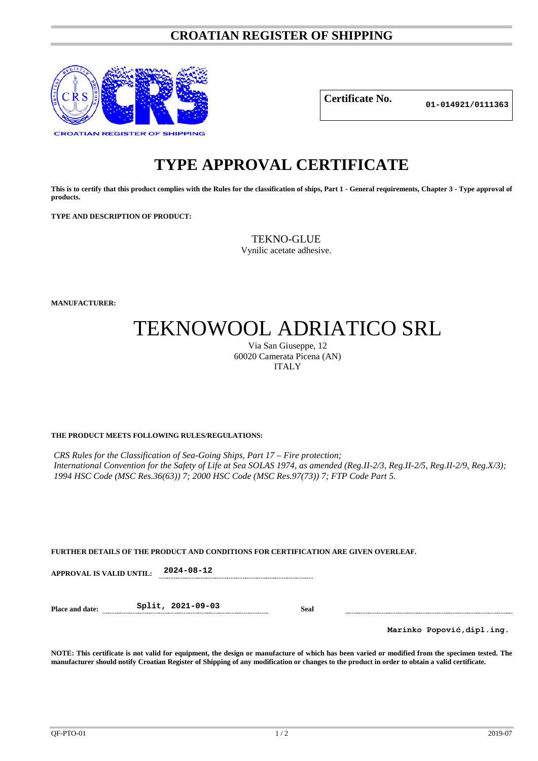# CROATIAN REGISTER OF SHIPPING

CROATIAN REGISTER OF SHIPPING

| Certificate No. | 01-014921/0111363 |
|---|---|

# TYPE APPROVAL CERTIFICATE

**This is to certify that this product complies with the Rules for the classification of ships, Part 1 - General requirements, Chapter 3 - Type approval of products.**

**TYPE AND DESCRIPTION OF PRODUCT:**

TEKNO-GLUE
Vynilic acetate adhesive.

**MANUFACTURER:**

TEKNOWOOL ADRIATICO SRL
Via San Giuseppe, 12
60020 Camerata Picena (AN)
ITALY

**THE PRODUCT MEETS FOLLOWING RULES/REGULATIONS:**

*CRS Rules for the Classification of Sea-Going Ships, Part 17 – Fire protection;*
*International Convention for the Safety of Life at Sea SOLAS 1974, as amended (Reg.II-2/3, Reg.II-2/5, Reg.II-2/9, Reg.X/3); 1994 HSC Code (MSC Res.36(63)) 7; 2000 HSC Code (MSC Res.97(73)) 7; FTP Code Part 5.*

**FURTHER DETAILS OF THE PRODUCT AND CONDITIONS FOR CERTIFICATION ARE GIVEN OVERLEAF.**

**APPROVAL IS VALID UNTIL:** 2024-08-12

**Place and date:** Split, 2021-09-03 **Seal**

Marinko Popović,dipl.ing.

**NOTE: This certificate is not valid for equipment, the design or manufacture of which has been varied or modified from the specimen tested. The manufacturer should notify Croatian Register of Shipping of any modification or changes to the product in order to obtain a valid certificate.**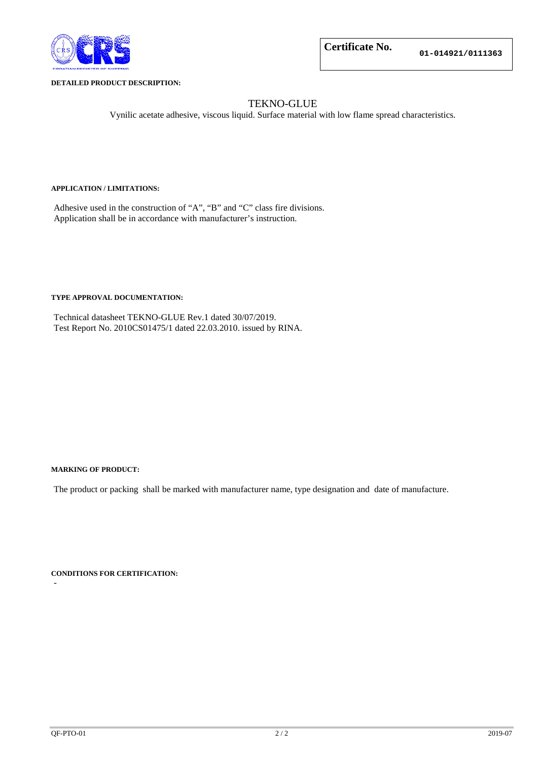**Certificate No.** 01-014921/0111363

**DETAILED PRODUCT DESCRIPTION:**

TEKNO-GLUE

Vynilic acetate adhesive, viscous liquid. Surface material with low flame spread characteristics.

**APPLICATION / LIMITATIONS:**

Adhesive used in the construction of "A", "B" and "C" class fire divisions.
Application shall be in accordance with manufacturer's instruction.

**TYPE APPROVAL DOCUMENTATION:**

Technical datasheet TEKNO-GLUE Rev.1 dated 30/07/2019.
Test Report No. 2010CS01475/1 dated 22.03.2010. issued by RINA.

**MARKING OF PRODUCT:**

The product or packing shall be marked with manufacturer name, type designation and date of manufacture.

**CONDITIONS FOR CERTIFICATION:**

-